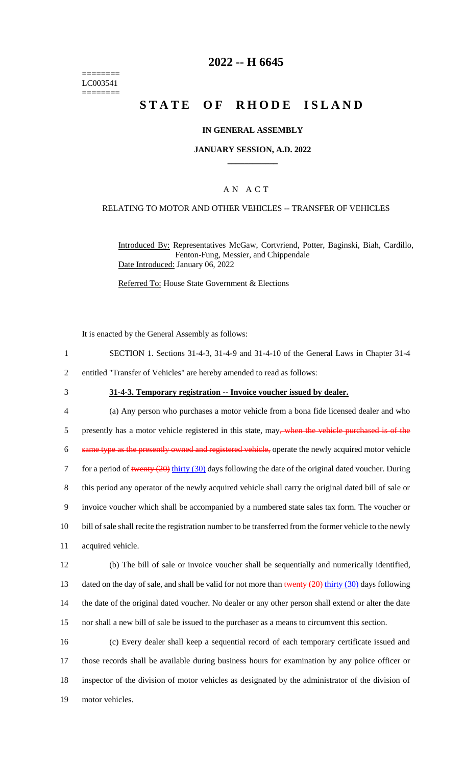========
LC003541
========

# 2022 -- H 6645

# STATE OF RHODE ISLAND

### IN GENERAL ASSEMBLY

### JANUARY SESSION, A.D. 2022

## A N A C T

### RELATING TO MOTOR AND OTHER VEHICLES -- TRANSFER OF VEHICLES

Introduced By: Representatives McGaw, Cortvriend, Potter, Baginski, Biah, Cardillo, Fenton-Fung, Messier, and Chippendale

Date Introduced: January 06, 2022

Referred To: House State Government & Elections

It is enacted by the General Assembly as follows:

SECTION 1. Sections 31-4-3, 31-4-9 and 31-4-10 of the General Laws in Chapter 31-4 entitled "Transfer of Vehicles" are hereby amended to read as follows:

**31-4-3. Temporary registration -- Invoice voucher issued by dealer.**

(a) Any person who purchases a motor vehicle from a bona fide licensed dealer and who presently has a motor vehicle registered in this state, may~~, when the vehicle purchased is of the same type as the presently owned and registered vehicle,~~ operate the newly acquired motor vehicle for a period of ~~twenty (20)~~ thirty (30) days following the date of the original dated voucher. During this period any operator of the newly acquired vehicle shall carry the original dated bill of sale or invoice voucher which shall be accompanied by a numbered state sales tax form. The voucher or bill of sale shall recite the registration number to be transferred from the former vehicle to the newly acquired vehicle.

(b) The bill of sale or invoice voucher shall be sequentially and numerically identified, dated on the day of sale, and shall be valid for not more than ~~twenty (20)~~ thirty (30) days following the date of the original dated voucher. No dealer or any other person shall extend or alter the date nor shall a new bill of sale be issued to the purchaser as a means to circumvent this section.

(c) Every dealer shall keep a sequential record of each temporary certificate issued and those records shall be available during business hours for examination by any police officer or inspector of the division of motor vehicles as designated by the administrator of the division of motor vehicles.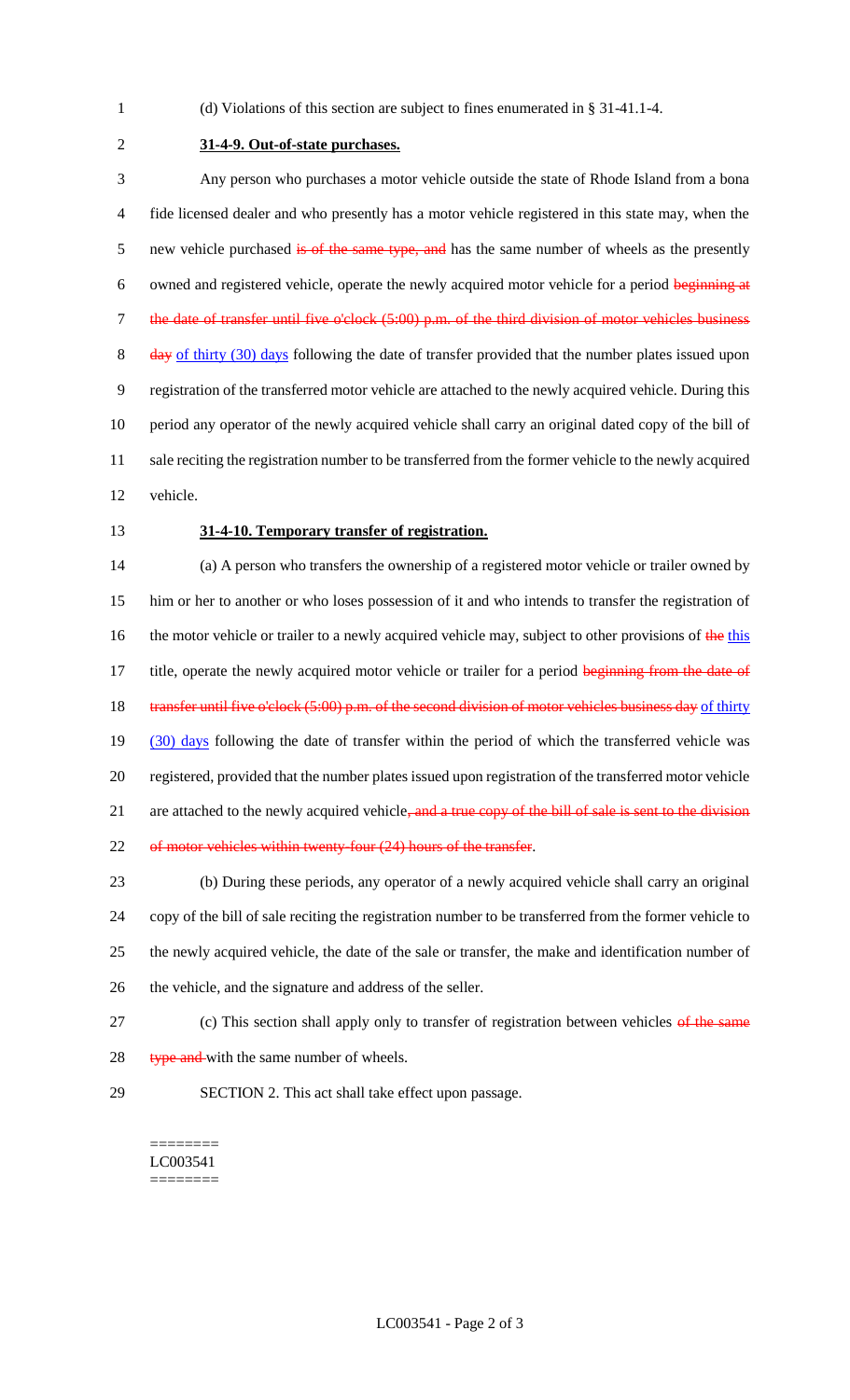(d) Violations of this section are subject to fines enumerated in § 31-41.1-4.

**31-4-9. Out-of-state purchases.**

Any person who purchases a motor vehicle outside the state of Rhode Island from a bona fide licensed dealer and who presently has a motor vehicle registered in this state may, when the new vehicle purchased ~~is of the same type, and~~ has the same number of wheels as the presently owned and registered vehicle, operate the newly acquired motor vehicle for a period ~~beginning at the date of transfer until five o'clock (5:00) p.m. of the third division of motor vehicles business day~~ of thirty (30) days following the date of transfer provided that the number plates issued upon registration of the transferred motor vehicle are attached to the newly acquired vehicle. During this period any operator of the newly acquired vehicle shall carry an original dated copy of the bill of sale reciting the registration number to be transferred from the former vehicle to the newly acquired vehicle.

**31-4-10. Temporary transfer of registration.**

(a) A person who transfers the ownership of a registered motor vehicle or trailer owned by him or her to another or who loses possession of it and who intends to transfer the registration of the motor vehicle or trailer to a newly acquired vehicle may, subject to other provisions of ~~the~~ this title, operate the newly acquired motor vehicle or trailer for a period ~~beginning from the date of transfer until five o'clock (5:00) p.m. of the second division of motor vehicles business day~~ of thirty (30) days following the date of transfer within the period of which the transferred vehicle was registered, provided that the number plates issued upon registration of the transferred motor vehicle are attached to the newly acquired vehicle~~, and a true copy of the bill of sale is sent to the division of motor vehicles within twenty-four (24) hours of the transfer~~.

(b) During these periods, any operator of a newly acquired vehicle shall carry an original copy of the bill of sale reciting the registration number to be transferred from the former vehicle to the newly acquired vehicle, the date of the sale or transfer, the make and identification number of the vehicle, and the signature and address of the seller.

(c) This section shall apply only to transfer of registration between vehicles ~~of the same type and~~ with the same number of wheels.

SECTION 2. This act shall take effect upon passage.

========
LC003541
========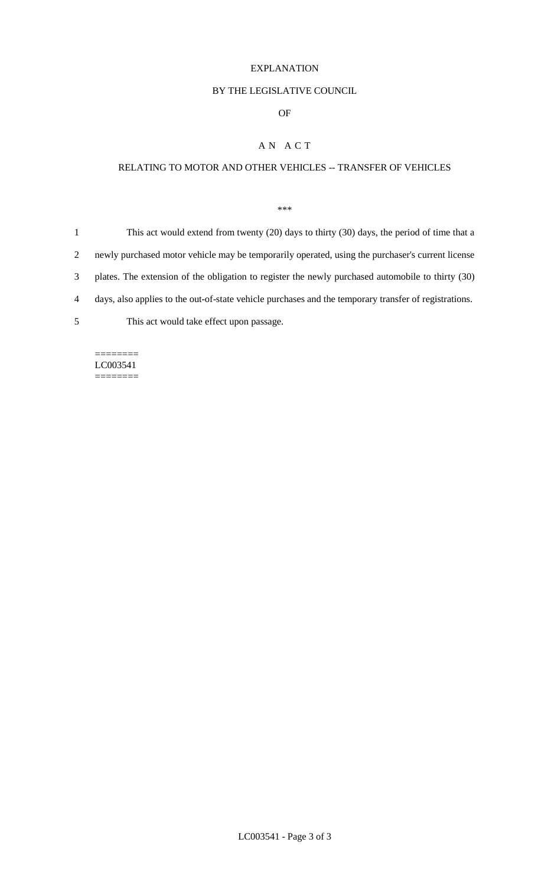EXPLANATION

BY THE LEGISLATIVE COUNCIL

OF

A N A C T

RELATING TO MOTOR AND OTHER VEHICLES -- TRANSFER OF VEHICLES

***

This act would extend from twenty (20) days to thirty (30) days, the period of time that a newly purchased motor vehicle may be temporarily operated, using the purchaser's current license plates. The extension of the obligation to register the newly purchased automobile to thirty (30) days, also applies to the out-of-state vehicle purchases and the temporary transfer of registrations.

This act would take effect upon passage.

========
LC003541
========